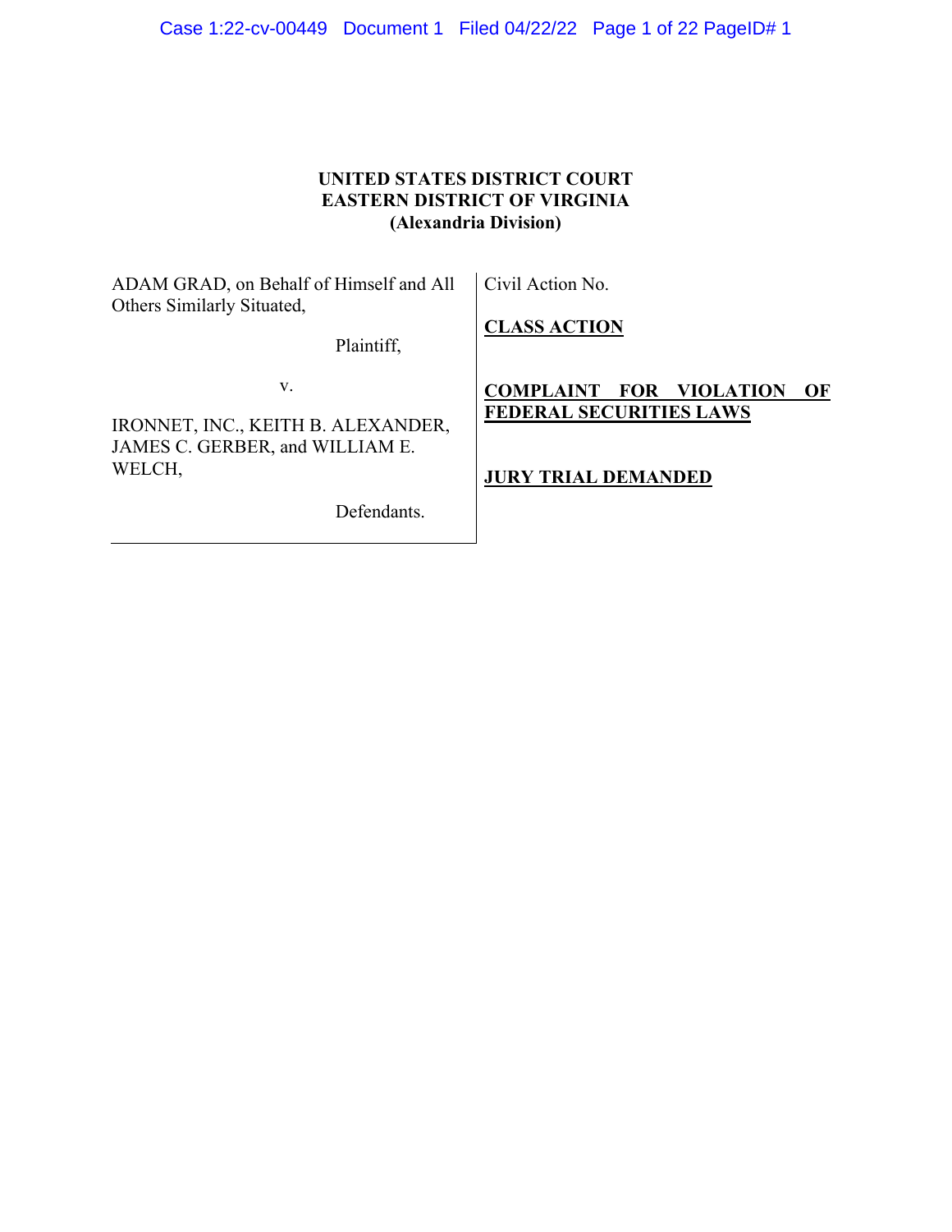**UNITED STATES DISTRICT COURT**
**EASTERN DISTRICT OF VIRGINIA**
**(Alexandria Division)**

| | |
|---|---|
| ADAM GRAD, on Behalf of Himself and All Others Similarly Situated,<br><br>Plaintiff,<br><br>v.<br><br>IRONNET, INC., KEITH B. ALEXANDER, JAMES C. GERBER, and WILLIAM E. WELCH,<br><br>Defendants. | Civil Action No.<br><br>**CLASS ACTION**<br><br>**COMPLAINT FOR VIOLATION OF FEDERAL SECURITIES LAWS**<br><br>**JURY TRIAL DEMANDED** |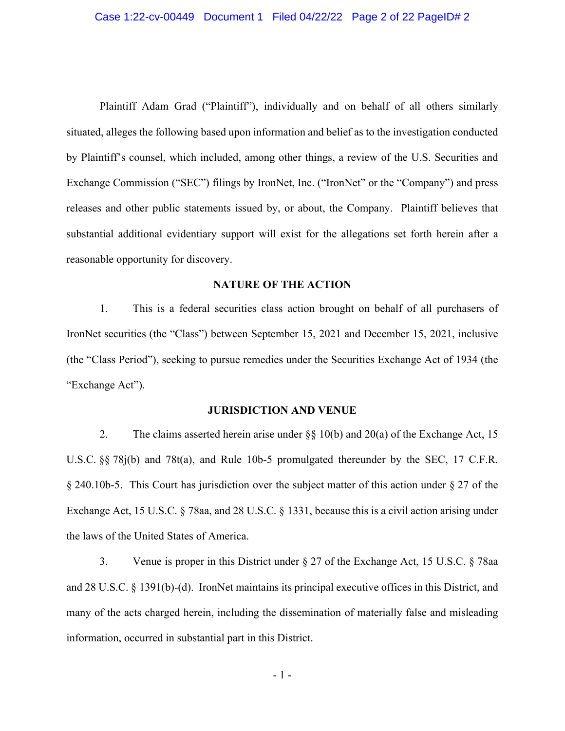Plaintiff Adam Grad ("Plaintiff"), individually and on behalf of all others similarly situated, alleges the following based upon information and belief as to the investigation conducted by Plaintiff's counsel, which included, among other things, a review of the U.S. Securities and Exchange Commission ("SEC") filings by IronNet, Inc. ("IronNet" or the "Company") and press releases and other public statements issued by, or about, the Company. Plaintiff believes that substantial additional evidentiary support will exist for the allegations set forth herein after a reasonable opportunity for discovery.

## NATURE OF THE ACTION

1. This is a federal securities class action brought on behalf of all purchasers of IronNet securities (the "Class") between September 15, 2021 and December 15, 2021, inclusive (the "Class Period"), seeking to pursue remedies under the Securities Exchange Act of 1934 (the "Exchange Act").

## JURISDICTION AND VENUE

2. The claims asserted herein arise under §§ 10(b) and 20(a) of the Exchange Act, 15 U.S.C. §§ 78j(b) and 78t(a), and Rule 10b-5 promulgated thereunder by the SEC, 17 C.F.R. § 240.10b-5. This Court has jurisdiction over the subject matter of this action under § 27 of the Exchange Act, 15 U.S.C. § 78aa, and 28 U.S.C. § 1331, because this is a civil action arising under the laws of the United States of America.

3. Venue is proper in this District under § 27 of the Exchange Act, 15 U.S.C. § 78aa and 28 U.S.C. § 1391(b)-(d). IronNet maintains its principal executive offices in this District, and many of the acts charged herein, including the dissemination of materially false and misleading information, occurred in substantial part in this District.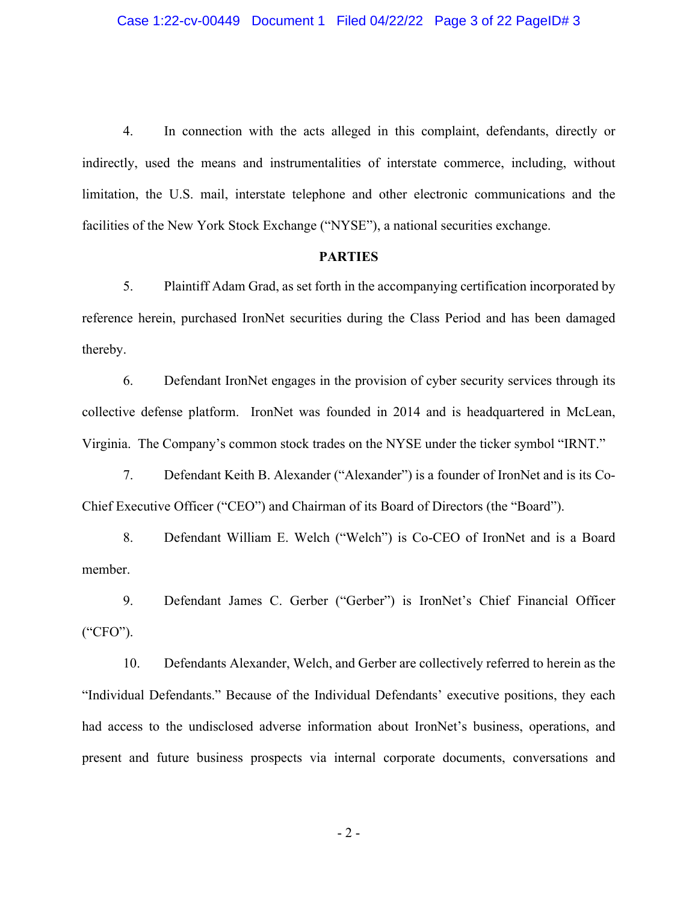4. In connection with the acts alleged in this complaint, defendants, directly or indirectly, used the means and instrumentalities of interstate commerce, including, without limitation, the U.S. mail, interstate telephone and other electronic communications and the facilities of the New York Stock Exchange ("NYSE"), a national securities exchange.

## PARTIES

5. Plaintiff Adam Grad, as set forth in the accompanying certification incorporated by reference herein, purchased IronNet securities during the Class Period and has been damaged thereby.

6. Defendant IronNet engages in the provision of cyber security services through its collective defense platform. IronNet was founded in 2014 and is headquartered in McLean, Virginia. The Company's common stock trades on the NYSE under the ticker symbol "IRNT."

7. Defendant Keith B. Alexander ("Alexander") is a founder of IronNet and is its Co-Chief Executive Officer ("CEO") and Chairman of its Board of Directors (the "Board").

8. Defendant William E. Welch ("Welch") is Co-CEO of IronNet and is a Board member.

9. Defendant James C. Gerber ("Gerber") is IronNet's Chief Financial Officer ("CFO").

10. Defendants Alexander, Welch, and Gerber are collectively referred to herein as the "Individual Defendants." Because of the Individual Defendants' executive positions, they each had access to the undisclosed adverse information about IronNet's business, operations, and present and future business prospects via internal corporate documents, conversations and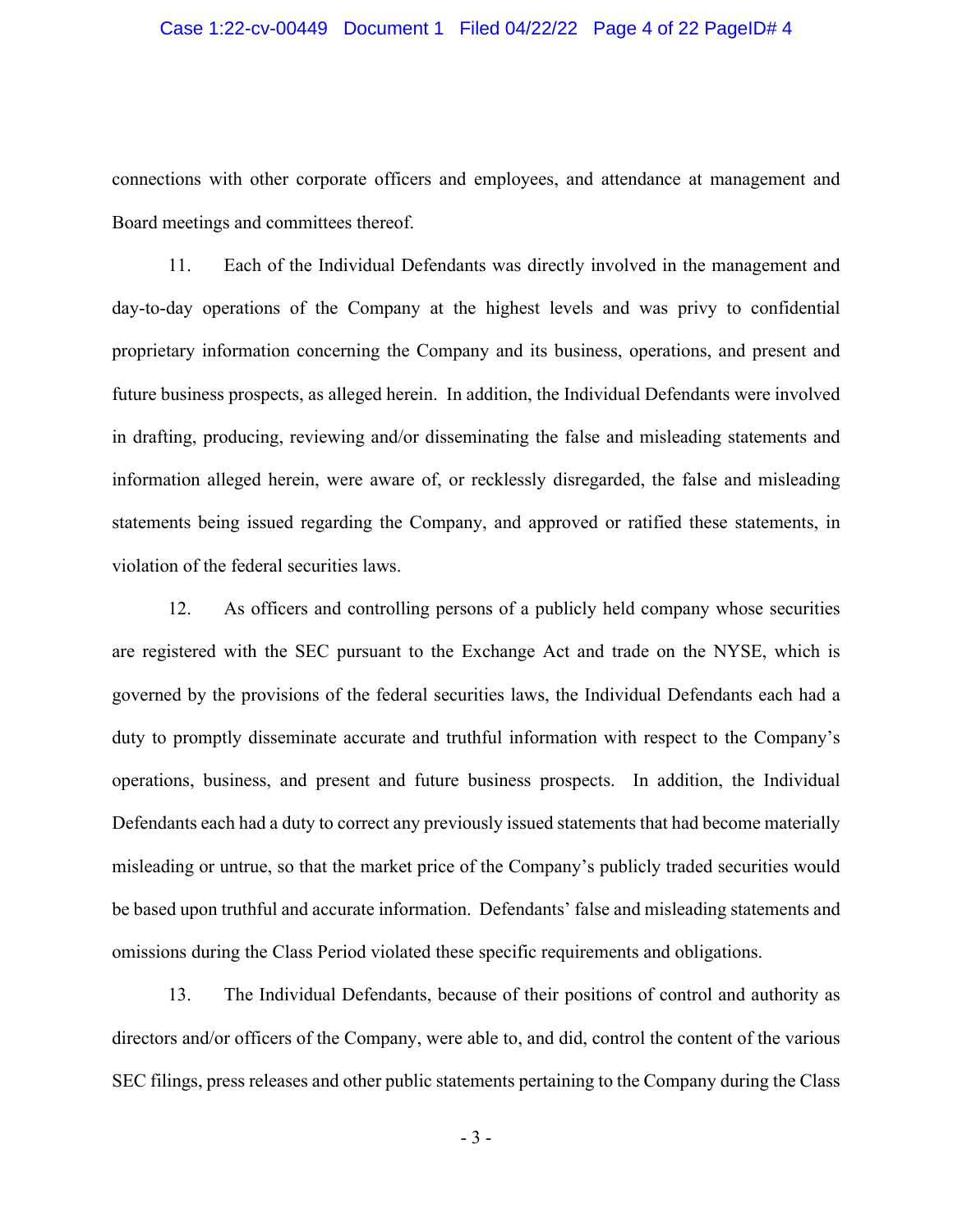connections with other corporate officers and employees, and attendance at management and Board meetings and committees thereof.

11. Each of the Individual Defendants was directly involved in the management and day-to-day operations of the Company at the highest levels and was privy to confidential proprietary information concerning the Company and its business, operations, and present and future business prospects, as alleged herein. In addition, the Individual Defendants were involved in drafting, producing, reviewing and/or disseminating the false and misleading statements and information alleged herein, were aware of, or recklessly disregarded, the false and misleading statements being issued regarding the Company, and approved or ratified these statements, in violation of the federal securities laws.

12. As officers and controlling persons of a publicly held company whose securities are registered with the SEC pursuant to the Exchange Act and trade on the NYSE, which is governed by the provisions of the federal securities laws, the Individual Defendants each had a duty to promptly disseminate accurate and truthful information with respect to the Company's operations, business, and present and future business prospects. In addition, the Individual Defendants each had a duty to correct any previously issued statements that had become materially misleading or untrue, so that the market price of the Company's publicly traded securities would be based upon truthful and accurate information. Defendants' false and misleading statements and omissions during the Class Period violated these specific requirements and obligations.

13. The Individual Defendants, because of their positions of control and authority as directors and/or officers of the Company, were able to, and did, control the content of the various SEC filings, press releases and other public statements pertaining to the Company during the Class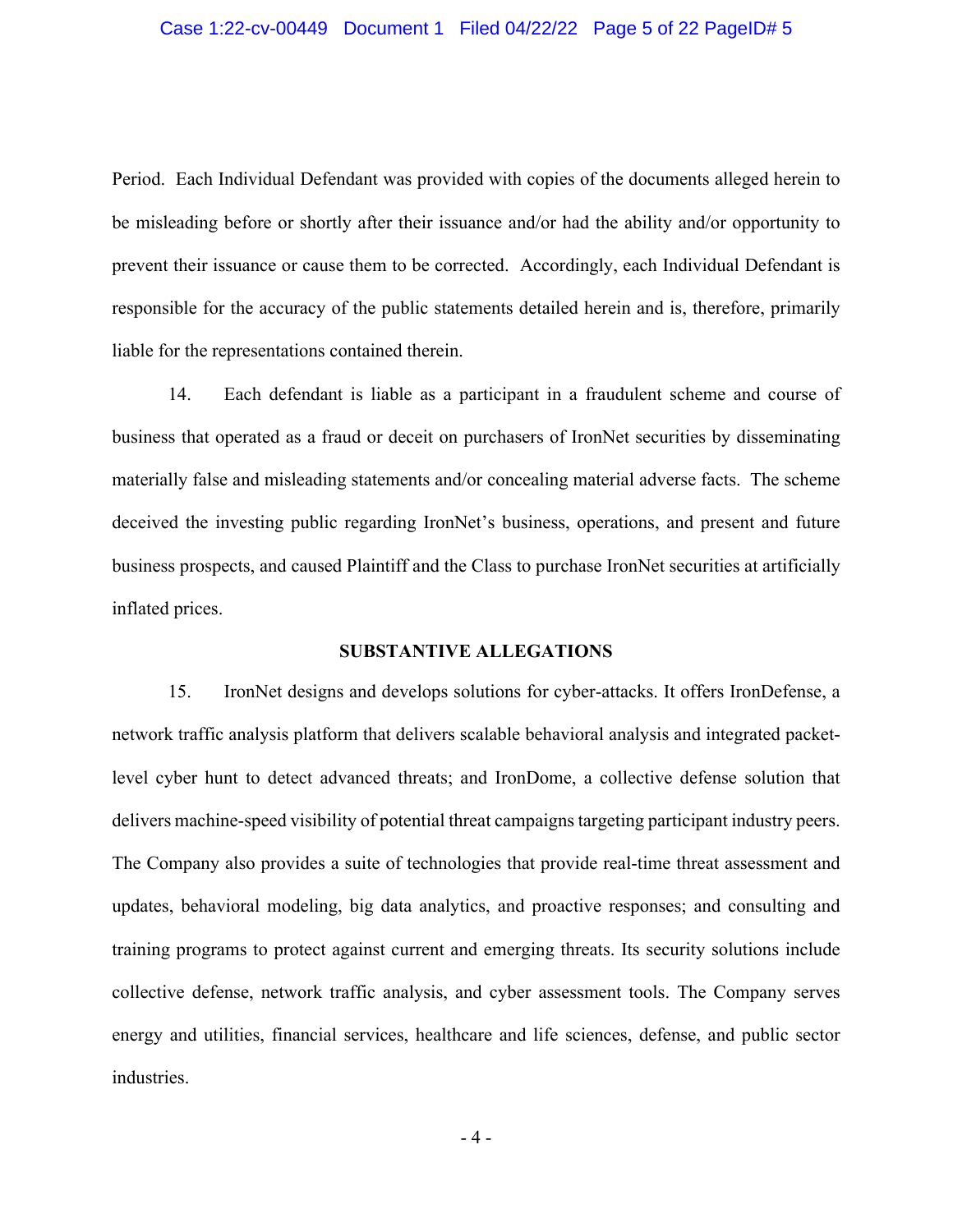Period. Each Individual Defendant was provided with copies of the documents alleged herein to be misleading before or shortly after their issuance and/or had the ability and/or opportunity to prevent their issuance or cause them to be corrected. Accordingly, each Individual Defendant is responsible for the accuracy of the public statements detailed herein and is, therefore, primarily liable for the representations contained therein.

14. Each defendant is liable as a participant in a fraudulent scheme and course of business that operated as a fraud or deceit on purchasers of IronNet securities by disseminating materially false and misleading statements and/or concealing material adverse facts. The scheme deceived the investing public regarding IronNet's business, operations, and present and future business prospects, and caused Plaintiff and the Class to purchase IronNet securities at artificially inflated prices.

## SUBSTANTIVE ALLEGATIONS

15. IronNet designs and develops solutions for cyber-attacks. It offers IronDefense, a network traffic analysis platform that delivers scalable behavioral analysis and integrated packet-level cyber hunt to detect advanced threats; and IronDome, a collective defense solution that delivers machine-speed visibility of potential threat campaigns targeting participant industry peers. The Company also provides a suite of technologies that provide real-time threat assessment and updates, behavioral modeling, big data analytics, and proactive responses; and consulting and training programs to protect against current and emerging threats. Its security solutions include collective defense, network traffic analysis, and cyber assessment tools. The Company serves energy and utilities, financial services, healthcare and life sciences, defense, and public sector industries.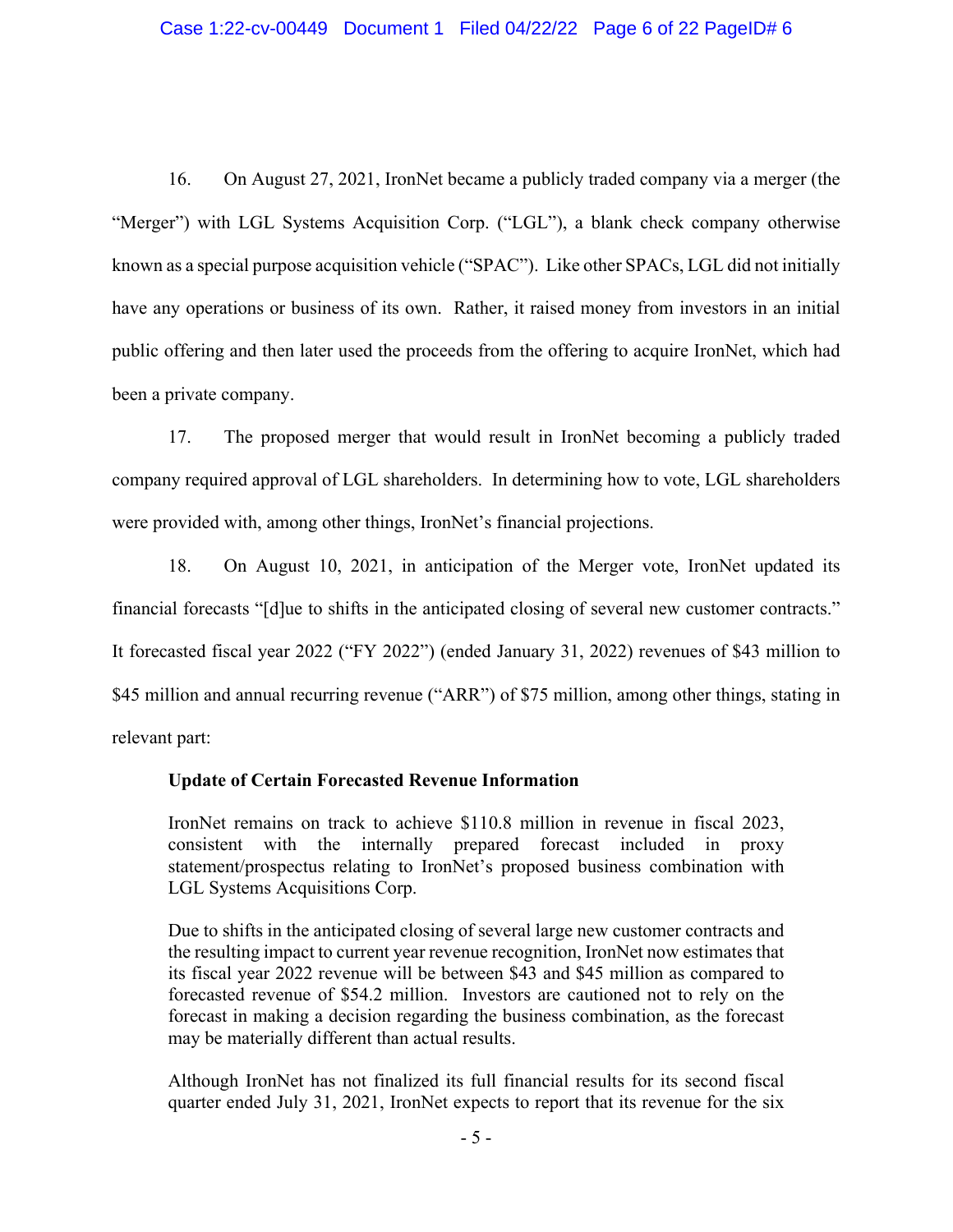16. On August 27, 2021, IronNet became a publicly traded company via a merger (the "Merger") with LGL Systems Acquisition Corp. ("LGL"), a blank check company otherwise known as a special purpose acquisition vehicle ("SPAC"). Like other SPACs, LGL did not initially have any operations or business of its own. Rather, it raised money from investors in an initial public offering and then later used the proceeds from the offering to acquire IronNet, which had been a private company.

17. The proposed merger that would result in IronNet becoming a publicly traded company required approval of LGL shareholders. In determining how to vote, LGL shareholders were provided with, among other things, IronNet's financial projections.

18. On August 10, 2021, in anticipation of the Merger vote, IronNet updated its financial forecasts "[d]ue to shifts in the anticipated closing of several new customer contracts." It forecasted fiscal year 2022 ("FY 2022") (ended January 31, 2022) revenues of $43 million to $45 million and annual recurring revenue ("ARR") of $75 million, among other things, stating in relevant part:

> **Update of Certain Forecasted Revenue Information**
>
> IronNet remains on track to achieve $110.8 million in revenue in fiscal 2023, consistent with the internally prepared forecast included in proxy statement/prospectus relating to IronNet's proposed business combination with LGL Systems Acquisitions Corp.
>
> Due to shifts in the anticipated closing of several large new customer contracts and the resulting impact to current year revenue recognition, IronNet now estimates that its fiscal year 2022 revenue will be between $43 and $45 million as compared to forecasted revenue of $54.2 million. Investors are cautioned not to rely on the forecast in making a decision regarding the business combination, as the forecast may be materially different than actual results.
>
> Although IronNet has not finalized its full financial results for its second fiscal quarter ended July 31, 2021, IronNet expects to report that its revenue for the six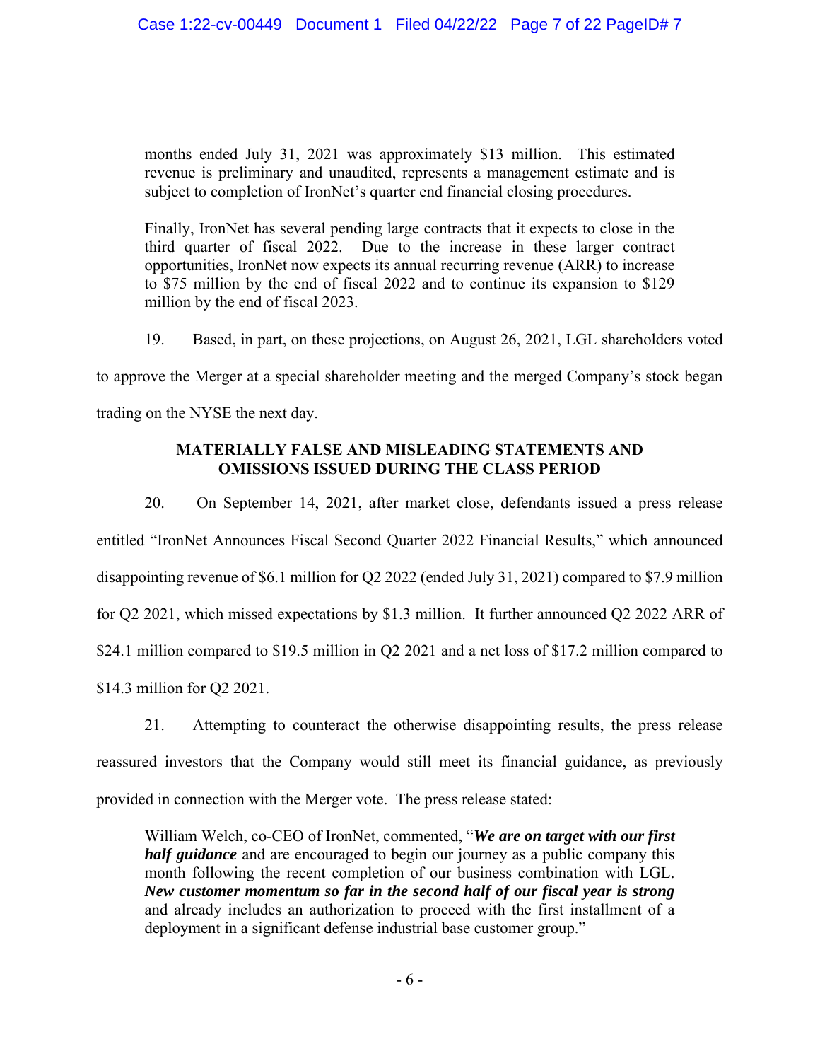> months ended July 31, 2021 was approximately $13 million. This estimated revenue is preliminary and unaudited, represents a management estimate and is subject to completion of IronNet's quarter end financial closing procedures.
>
> Finally, IronNet has several pending large contracts that it expects to close in the third quarter of fiscal 2022. Due to the increase in these larger contract opportunities, IronNet now expects its annual recurring revenue (ARR) to increase to $75 million by the end of fiscal 2022 and to continue its expansion to $129 million by the end of fiscal 2023.

19. Based, in part, on these projections, on August 26, 2021, LGL shareholders voted to approve the Merger at a special shareholder meeting and the merged Company's stock began trading on the NYSE the next day.

## MATERIALLY FALSE AND MISLEADING STATEMENTS AND OMISSIONS ISSUED DURING THE CLASS PERIOD

20. On September 14, 2021, after market close, defendants issued a press release entitled "IronNet Announces Fiscal Second Quarter 2022 Financial Results," which announced disappointing revenue of $6.1 million for Q2 2022 (ended July 31, 2021) compared to $7.9 million for Q2 2021, which missed expectations by $1.3 million. It further announced Q2 2022 ARR of $24.1 million compared to $19.5 million in Q2 2021 and a net loss of $17.2 million compared to $14.3 million for Q2 2021.

21. Attempting to counteract the otherwise disappointing results, the press release reassured investors that the Company would still meet its financial guidance, as previously provided in connection with the Merger vote. The press release stated:

> William Welch, co-CEO of IronNet, commented, "***We are on target with our first half guidance*** and are encouraged to begin our journey as a public company this month following the recent completion of our business combination with LGL. ***New customer momentum so far in the second half of our fiscal year is strong*** and already includes an authorization to proceed with the first installment of a deployment in a significant defense industrial base customer group."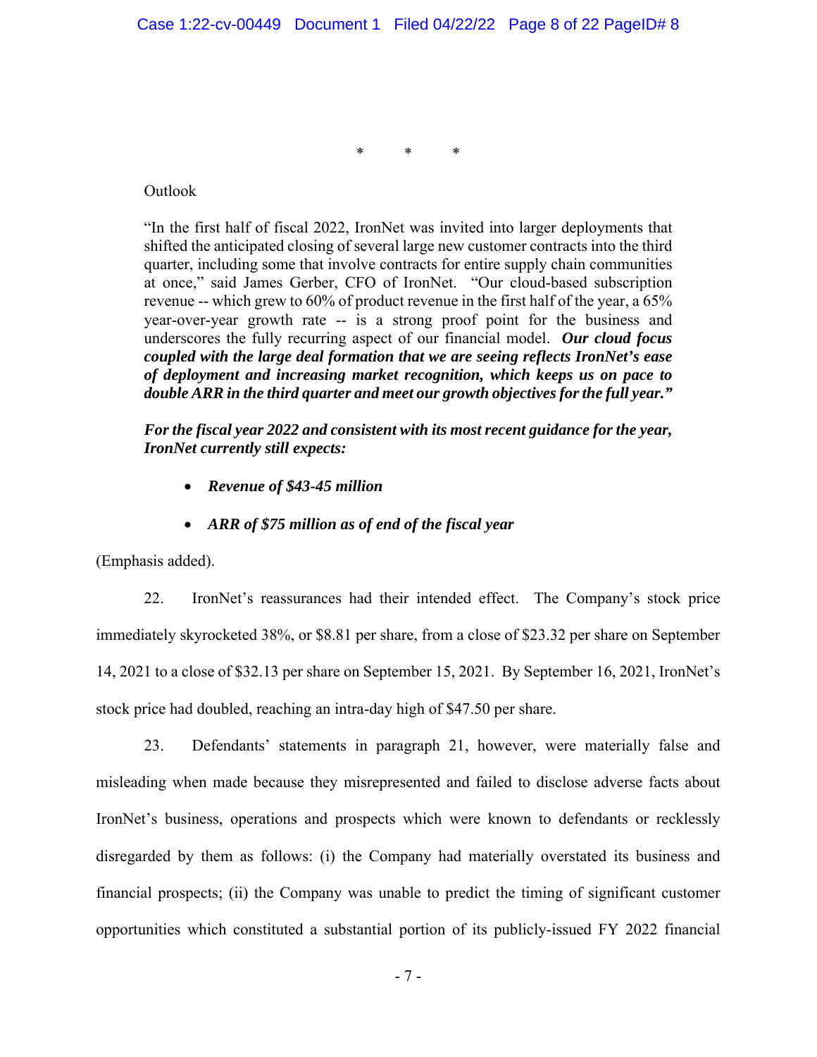\*  \*  \*

Outlook

> "In the first half of fiscal 2022, IronNet was invited into larger deployments that shifted the anticipated closing of several large new customer contracts into the third quarter, including some that involve contracts for entire supply chain communities at once," said James Gerber, CFO of IronNet. "Our cloud-based subscription revenue -- which grew to 60% of product revenue in the first half of the year, a 65% year-over-year growth rate -- is a strong proof point for the business and underscores the fully recurring aspect of our financial model. ***Our cloud focus coupled with the large deal formation that we are seeing reflects IronNet's ease of deployment and increasing market recognition, which keeps us on pace to double ARR in the third quarter and meet our growth objectives for the full year."***
>
> ***For the fiscal year 2022 and consistent with its most recent guidance for the year, IronNet currently still expects:***
>
> - ***Revenue of $43-45 million***
> - ***ARR of $75 million as of end of the fiscal year***

(Emphasis added).

22. IronNet's reassurances had their intended effect. The Company's stock price immediately skyrocketed 38%, or $8.81 per share, from a close of $23.32 per share on September 14, 2021 to a close of $32.13 per share on September 15, 2021. By September 16, 2021, IronNet's stock price had doubled, reaching an intra-day high of $47.50 per share.

23. Defendants' statements in paragraph 21, however, were materially false and misleading when made because they misrepresented and failed to disclose adverse facts about IronNet's business, operations and prospects which were known to defendants or recklessly disregarded by them as follows: (i) the Company had materially overstated its business and financial prospects; (ii) the Company was unable to predict the timing of significant customer opportunities which constituted a substantial portion of its publicly-issued FY 2022 financial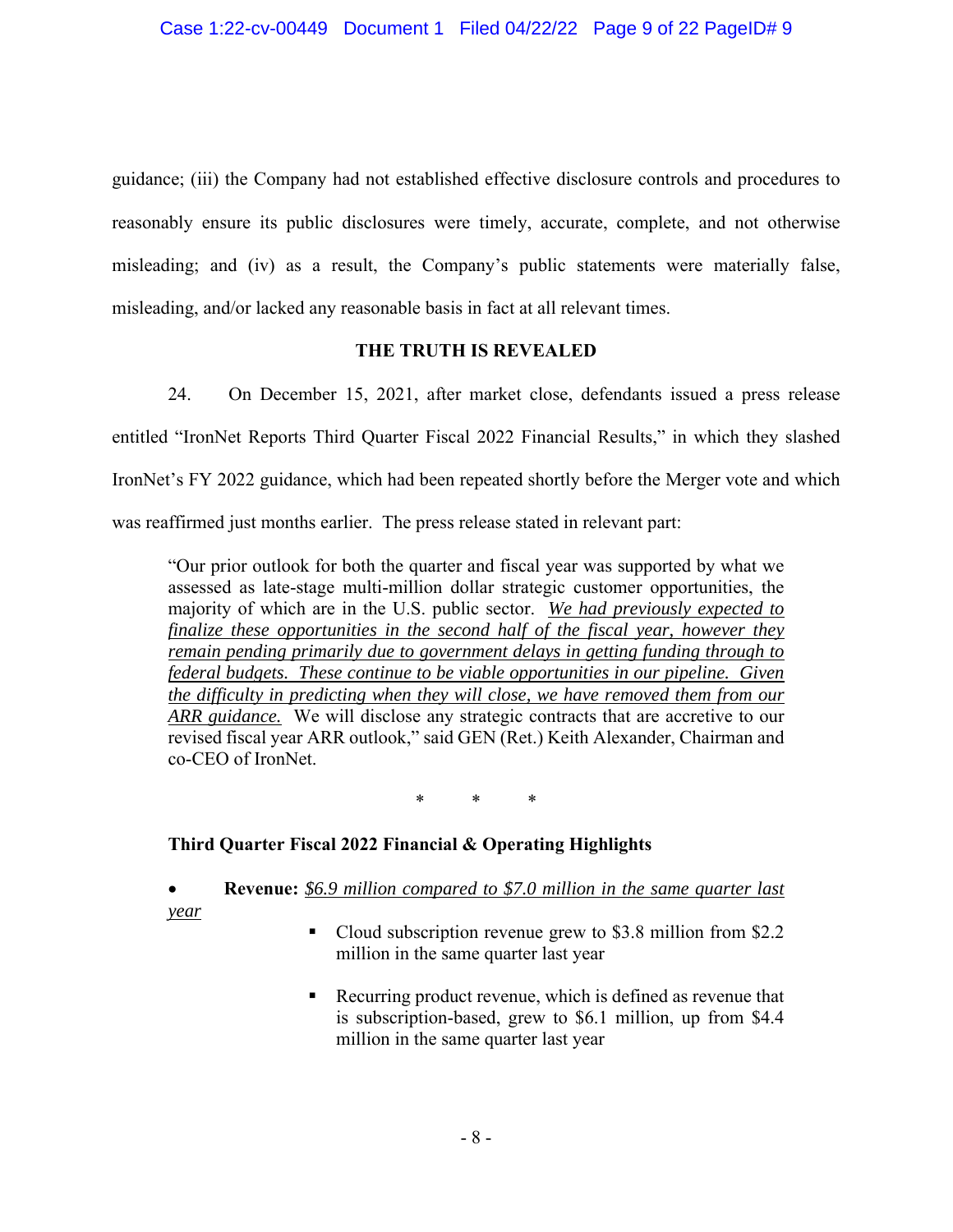guidance; (iii) the Company had not established effective disclosure controls and procedures to reasonably ensure its public disclosures were timely, accurate, complete, and not otherwise misleading; and (iv) as a result, the Company's public statements were materially false, misleading, and/or lacked any reasonable basis in fact at all relevant times.

**THE TRUTH IS REVEALED**

24. On December 15, 2021, after market close, defendants issued a press release entitled "IronNet Reports Third Quarter Fiscal 2022 Financial Results," in which they slashed IronNet's FY 2022 guidance, which had been repeated shortly before the Merger vote and which was reaffirmed just months earlier. The press release stated in relevant part:

> "Our prior outlook for both the quarter and fiscal year was supported by what we assessed as late-stage multi-million dollar strategic customer opportunities, the majority of which are in the U.S. public sector. *We had previously expected to finalize these opportunities in the second half of the fiscal year, however they remain pending primarily due to government delays in getting funding through to federal budgets. These continue to be viable opportunities in our pipeline. Given the difficulty in predicting when they will close, we have removed them from our ARR guidance.* We will disclose any strategic contracts that are accretive to our revised fiscal year ARR outlook," said GEN (Ret.) Keith Alexander, Chairman and co-CEO of IronNet.
>
> \* \* \*
>
> **Third Quarter Fiscal 2022 Financial & Operating Highlights**
>
> - **Revenue:** *$6.9 million compared to $7.0 million in the same quarter last year*
>     - Cloud subscription revenue grew to $3.8 million from $2.2 million in the same quarter last year
>     - Recurring product revenue, which is defined as revenue that is subscription-based, grew to $6.1 million, up from $4.4 million in the same quarter last year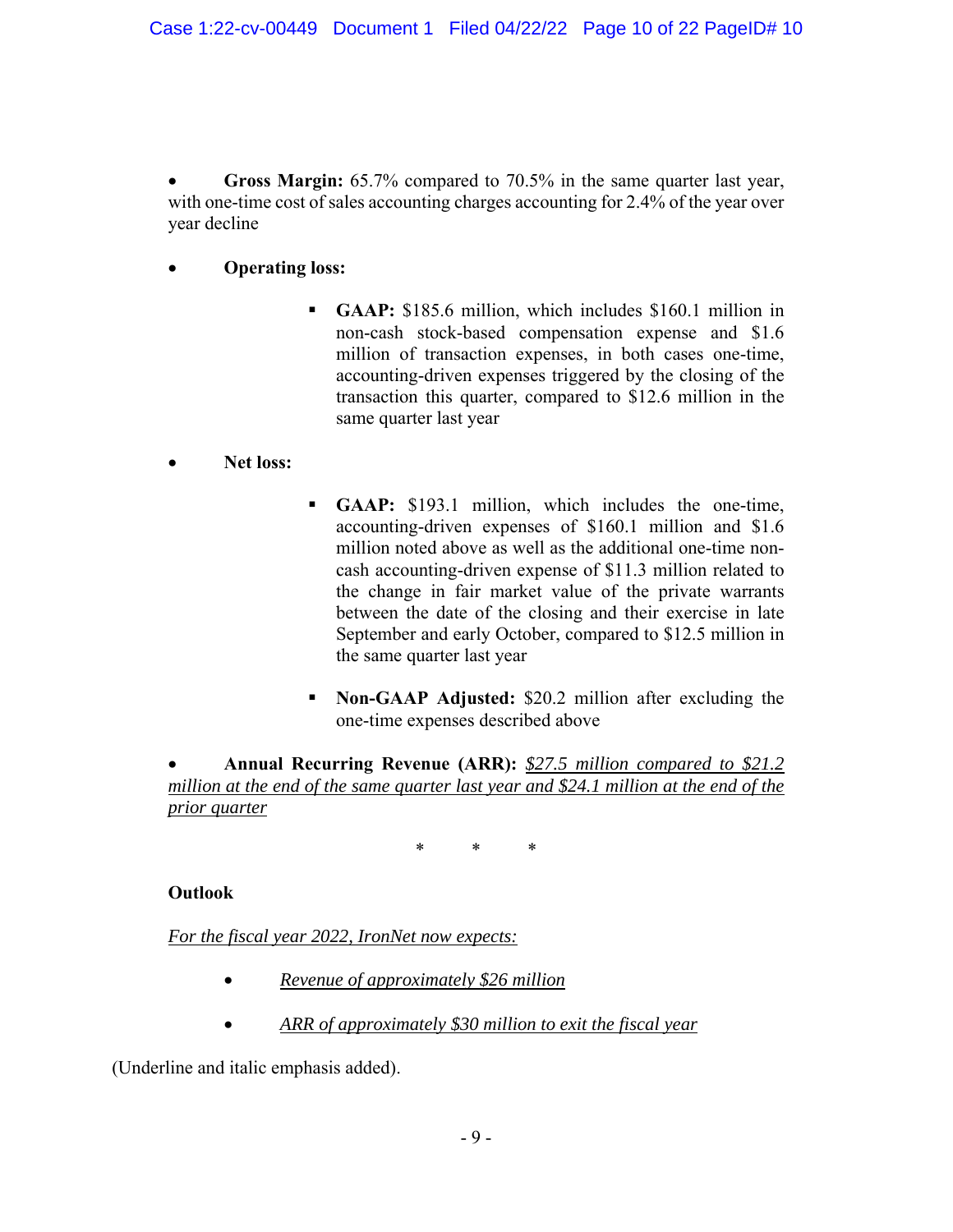- **Gross Margin:** 65.7% compared to 70.5% in the same quarter last year, with one-time cost of sales accounting charges accounting for 2.4% of the year over year decline

- **Operating loss:**

  - **GAAP:** $185.6 million, which includes $160.1 million in non-cash stock-based compensation expense and $1.6 million of transaction expenses, in both cases one-time, accounting-driven expenses triggered by the closing of the transaction this quarter, compared to $12.6 million in the same quarter last year

- **Net loss:**

  - **GAAP:** $193.1 million, which includes the one-time, accounting-driven expenses of $160.1 million and $1.6 million noted above as well as the additional one-time non-cash accounting-driven expense of $11.3 million related to the change in fair market value of the private warrants between the date of the closing and their exercise in late September and early October, compared to $12.5 million in the same quarter last year

  - **Non-GAAP Adjusted:** $20.2 million after excluding the one-time expenses described above

- **Annual Recurring Revenue (ARR):** <u>*$27.5 million compared to $21.2 million at the end of the same quarter last year and $24.1 million at the end of the prior quarter*</u>

\* \* \*

**Outlook**

<u>*For the fiscal year 2022, IronNet now expects:*</u>

- <u>*Revenue of approximately $26 million*</u>

- <u>*ARR of approximately $30 million to exit the fiscal year*</u>

(Underline and italic emphasis added).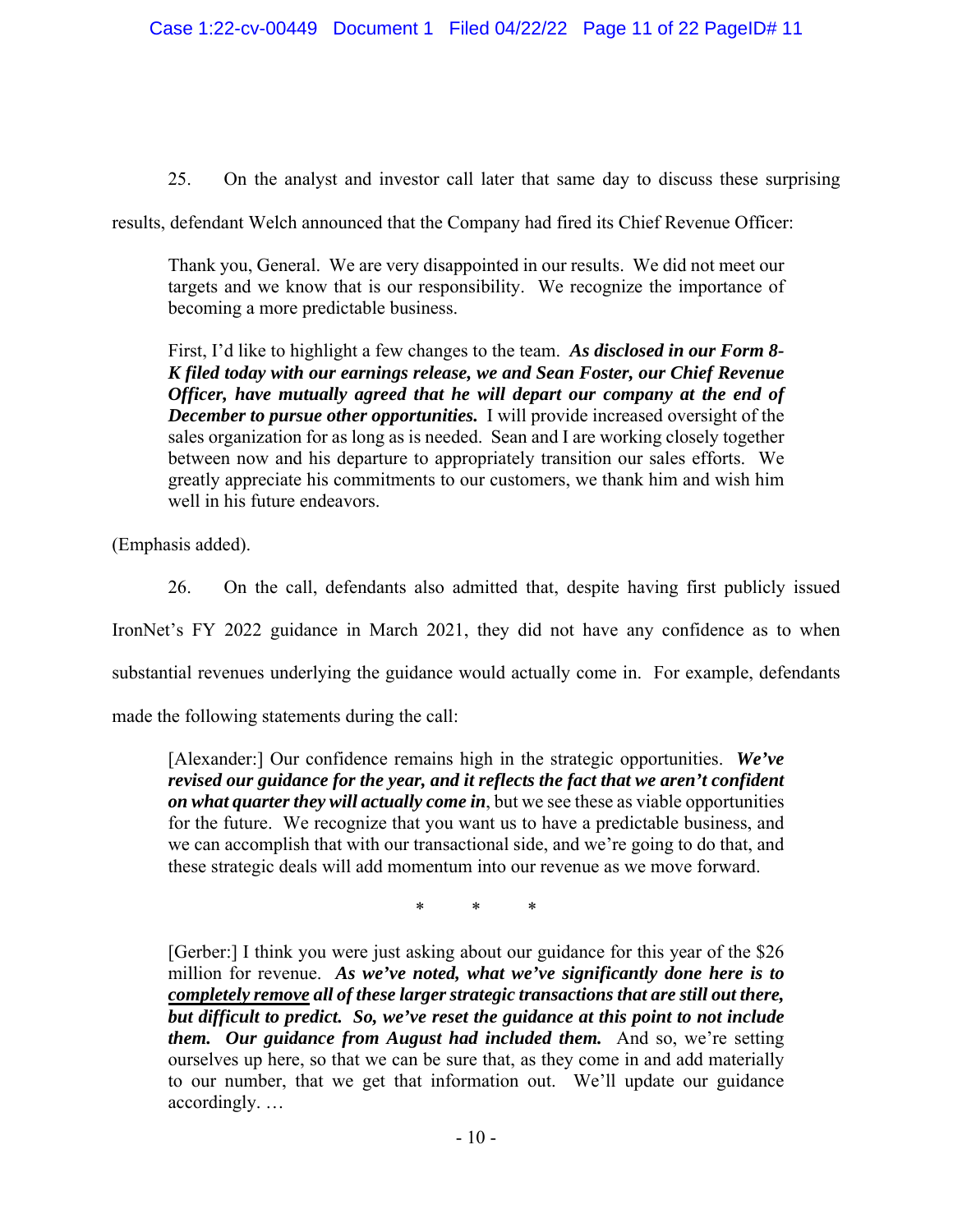25. On the analyst and investor call later that same day to discuss these surprising results, defendant Welch announced that the Company had fired its Chief Revenue Officer:

> Thank you, General. We are very disappointed in our results. We did not meet our targets and we know that is our responsibility. We recognize the importance of becoming a more predictable business.
>
> First, I'd like to highlight a few changes to the team. ***As disclosed in our Form 8-K filed today with our earnings release, we and Sean Foster, our Chief Revenue Officer, have mutually agreed that he will depart our company at the end of December to pursue other opportunities.*** I will provide increased oversight of the sales organization for as long as is needed. Sean and I are working closely together between now and his departure to appropriately transition our sales efforts. We greatly appreciate his commitments to our customers, we thank him and wish him well in his future endeavors.

(Emphasis added).

26. On the call, defendants also admitted that, despite having first publicly issued IronNet's FY 2022 guidance in March 2021, they did not have any confidence as to when substantial revenues underlying the guidance would actually come in. For example, defendants made the following statements during the call:

> [Alexander:] Our confidence remains high in the strategic opportunities. ***We've revised our guidance for the year, and it reflects the fact that we aren't confident on what quarter they will actually come in***, but we see these as viable opportunities for the future. We recognize that you want us to have a predictable business, and we can accomplish that with our transactional side, and we're going to do that, and these strategic deals will add momentum into our revenue as we move forward.
>
> \* \* \*
>
> [Gerber:] I think you were just asking about our guidance for this year of the $26 million for revenue. ***As we've noted, what we've significantly done here is to <u>completely remove</u> all of these larger strategic transactions that are still out there, but difficult to predict. So, we've reset the guidance at this point to not include them. Our guidance from August had included them.*** And so, we're setting ourselves up here, so that we can be sure that, as they come in and add materially to our number, that we get that information out. We'll update our guidance accordingly. …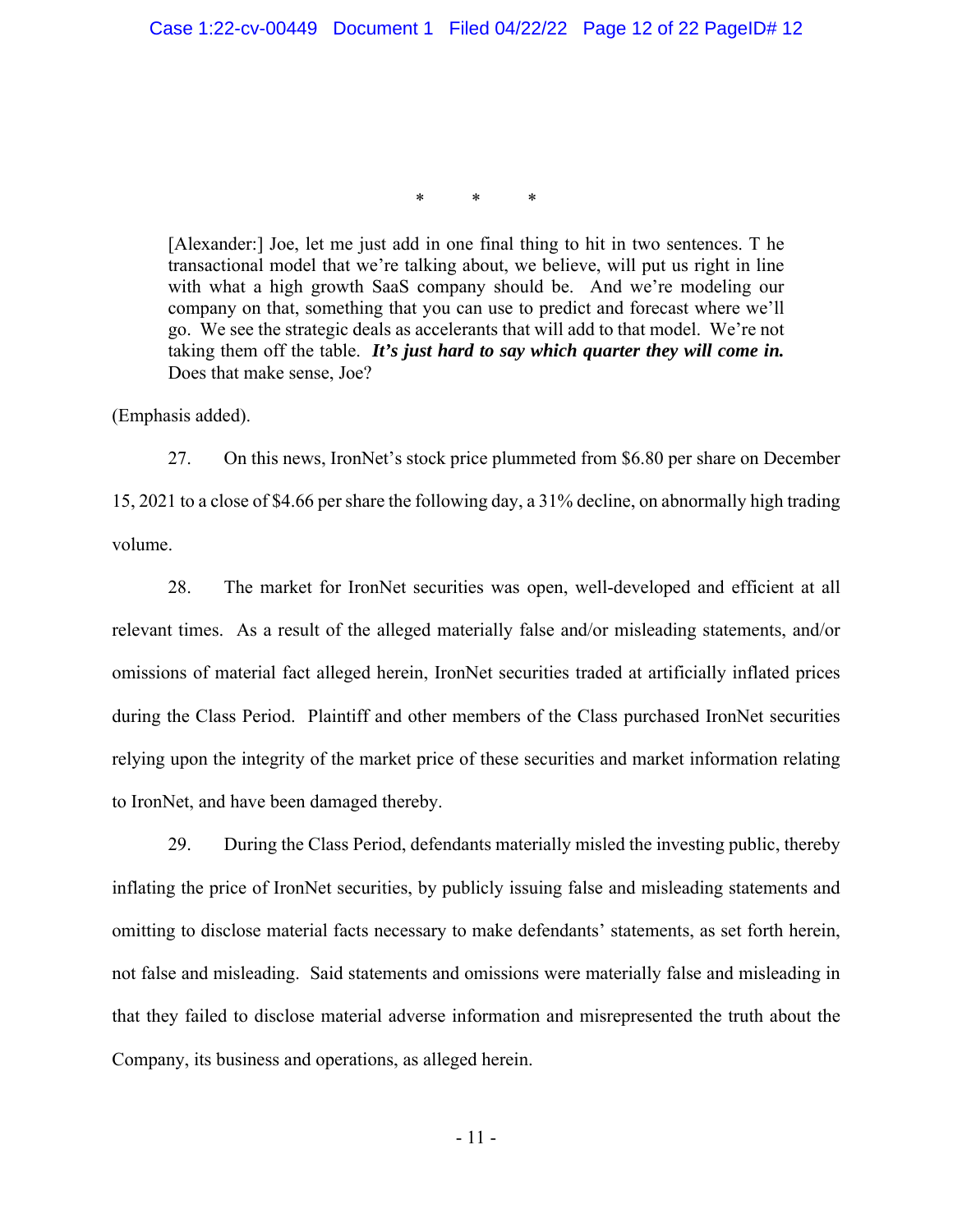\*        \*        \*

> [Alexander:] Joe, let me just add in one final thing to hit in two sentences. T he transactional model that we're talking about, we believe, will put us right in line with what a high growth SaaS company should be. And we're modeling our company on that, something that you can use to predict and forecast where we'll go. We see the strategic deals as accelerants that will add to that model. We're not taking them off the table. ***It's just hard to say which quarter they will come in.*** Does that make sense, Joe?

(Emphasis added).

27. On this news, IronNet's stock price plummeted from $6.80 per share on December 15, 2021 to a close of $4.66 per share the following day, a 31% decline, on abnormally high trading volume.

28. The market for IronNet securities was open, well-developed and efficient at all relevant times. As a result of the alleged materially false and/or misleading statements, and/or omissions of material fact alleged herein, IronNet securities traded at artificially inflated prices during the Class Period. Plaintiff and other members of the Class purchased IronNet securities relying upon the integrity of the market price of these securities and market information relating to IronNet, and have been damaged thereby.

29. During the Class Period, defendants materially misled the investing public, thereby inflating the price of IronNet securities, by publicly issuing false and misleading statements and omitting to disclose material facts necessary to make defendants' statements, as set forth herein, not false and misleading. Said statements and omissions were materially false and misleading in that they failed to disclose material adverse information and misrepresented the truth about the Company, its business and operations, as alleged herein.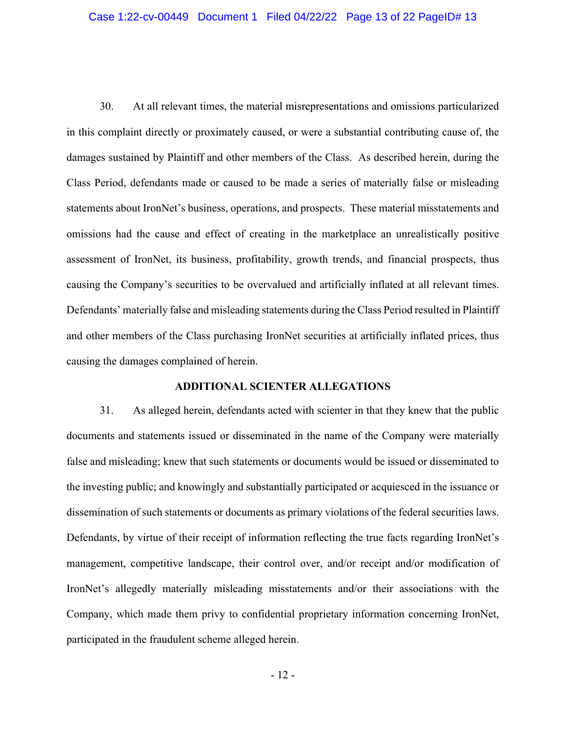30. At all relevant times, the material misrepresentations and omissions particularized in this complaint directly or proximately caused, or were a substantial contributing cause of, the damages sustained by Plaintiff and other members of the Class. As described herein, during the Class Period, defendants made or caused to be made a series of materially false or misleading statements about IronNet's business, operations, and prospects. These material misstatements and omissions had the cause and effect of creating in the marketplace an unrealistically positive assessment of IronNet, its business, profitability, growth trends, and financial prospects, thus causing the Company's securities to be overvalued and artificially inflated at all relevant times. Defendants' materially false and misleading statements during the Class Period resulted in Plaintiff and other members of the Class purchasing IronNet securities at artificially inflated prices, thus causing the damages complained of herein.

## ADDITIONAL SCIENTER ALLEGATIONS

31. As alleged herein, defendants acted with scienter in that they knew that the public documents and statements issued or disseminated in the name of the Company were materially false and misleading; knew that such statements or documents would be issued or disseminated to the investing public; and knowingly and substantially participated or acquiesced in the issuance or dissemination of such statements or documents as primary violations of the federal securities laws. Defendants, by virtue of their receipt of information reflecting the true facts regarding IronNet's management, competitive landscape, their control over, and/or receipt and/or modification of IronNet's allegedly materially misleading misstatements and/or their associations with the Company, which made them privy to confidential proprietary information concerning IronNet, participated in the fraudulent scheme alleged herein.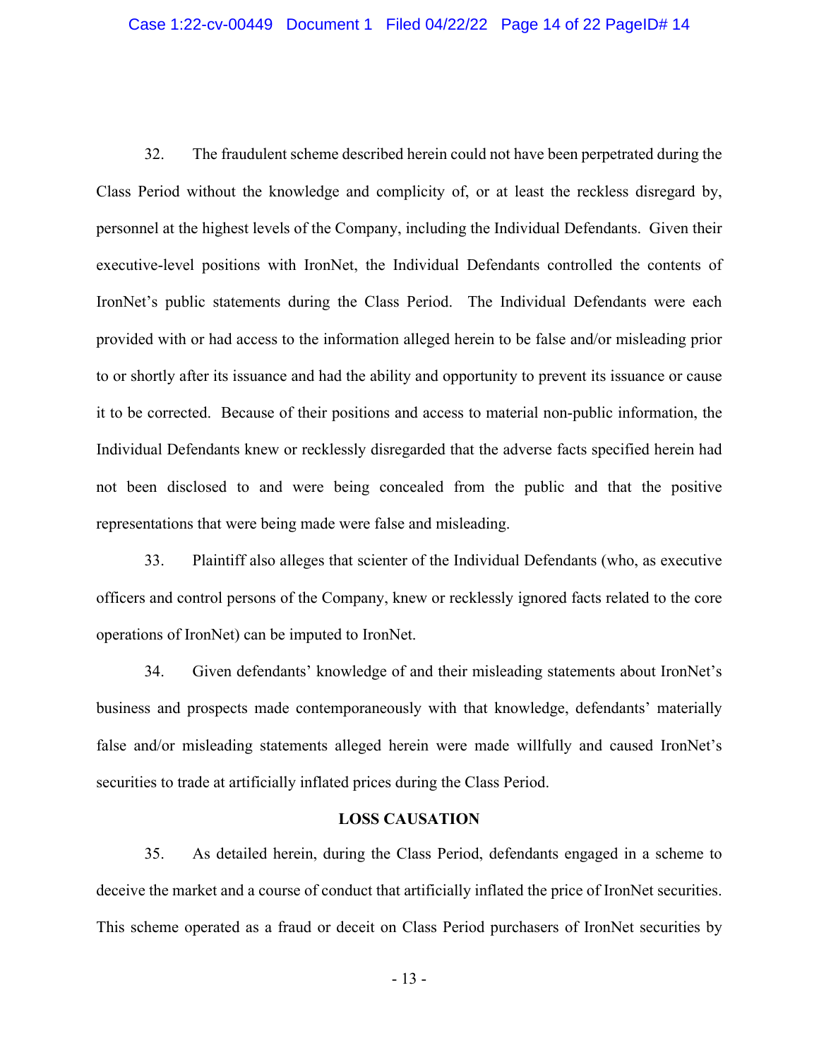32. The fraudulent scheme described herein could not have been perpetrated during the Class Period without the knowledge and complicity of, or at least the reckless disregard by, personnel at the highest levels of the Company, including the Individual Defendants. Given their executive-level positions with IronNet, the Individual Defendants controlled the contents of IronNet's public statements during the Class Period. The Individual Defendants were each provided with or had access to the information alleged herein to be false and/or misleading prior to or shortly after its issuance and had the ability and opportunity to prevent its issuance or cause it to be corrected. Because of their positions and access to material non-public information, the Individual Defendants knew or recklessly disregarded that the adverse facts specified herein had not been disclosed to and were being concealed from the public and that the positive representations that were being made were false and misleading.

33. Plaintiff also alleges that scienter of the Individual Defendants (who, as executive officers and control persons of the Company, knew or recklessly ignored facts related to the core operations of IronNet) can be imputed to IronNet.

34. Given defendants' knowledge of and their misleading statements about IronNet's business and prospects made contemporaneously with that knowledge, defendants' materially false and/or misleading statements alleged herein were made willfully and caused IronNet's securities to trade at artificially inflated prices during the Class Period.

## LOSS CAUSATION

35. As detailed herein, during the Class Period, defendants engaged in a scheme to deceive the market and a course of conduct that artificially inflated the price of IronNet securities. This scheme operated as a fraud or deceit on Class Period purchasers of IronNet securities by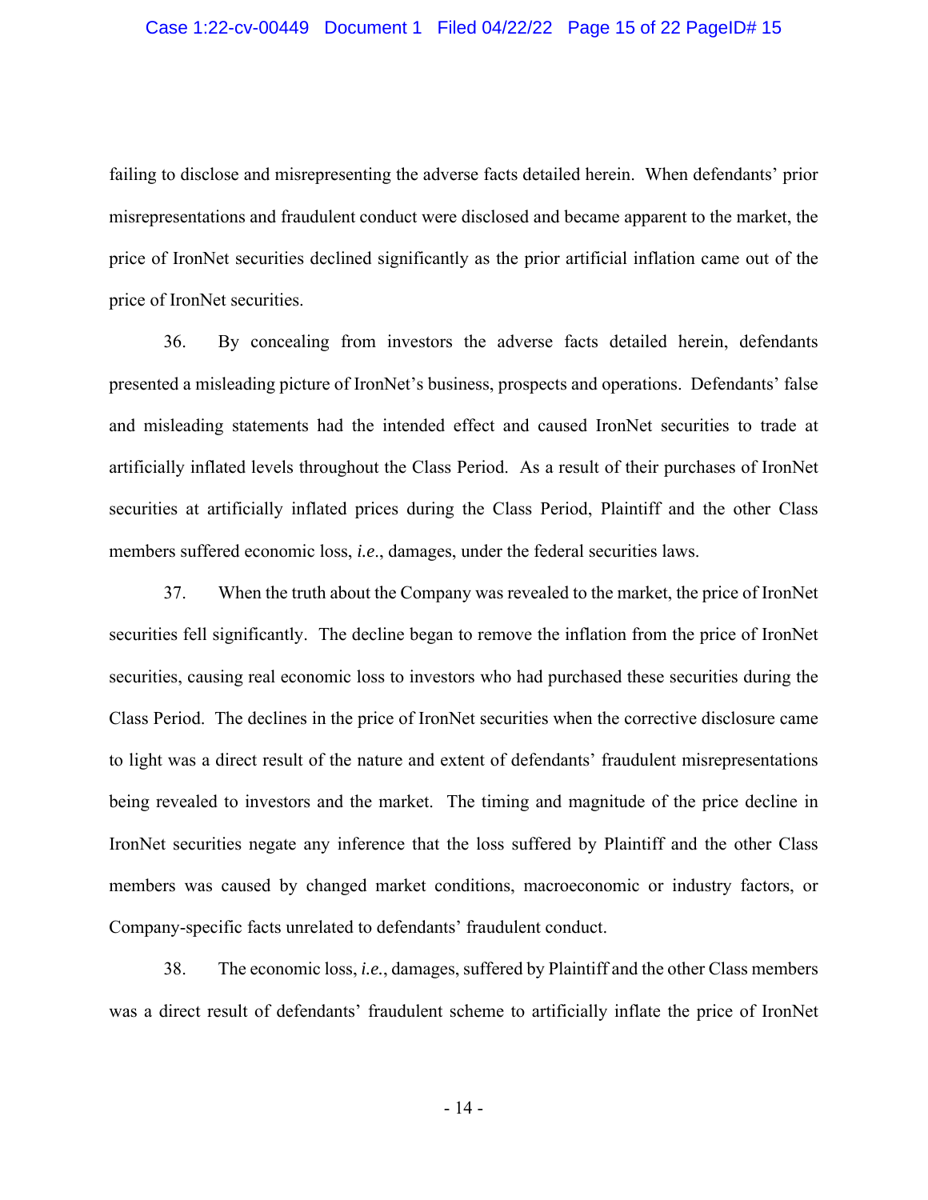failing to disclose and misrepresenting the adverse facts detailed herein. When defendants' prior misrepresentations and fraudulent conduct were disclosed and became apparent to the market, the price of IronNet securities declined significantly as the prior artificial inflation came out of the price of IronNet securities.

36. By concealing from investors the adverse facts detailed herein, defendants presented a misleading picture of IronNet's business, prospects and operations. Defendants' false and misleading statements had the intended effect and caused IronNet securities to trade at artificially inflated levels throughout the Class Period. As a result of their purchases of IronNet securities at artificially inflated prices during the Class Period, Plaintiff and the other Class members suffered economic loss, *i.e*., damages, under the federal securities laws.

37. When the truth about the Company was revealed to the market, the price of IronNet securities fell significantly. The decline began to remove the inflation from the price of IronNet securities, causing real economic loss to investors who had purchased these securities during the Class Period. The declines in the price of IronNet securities when the corrective disclosure came to light was a direct result of the nature and extent of defendants' fraudulent misrepresentations being revealed to investors and the market. The timing and magnitude of the price decline in IronNet securities negate any inference that the loss suffered by Plaintiff and the other Class members was caused by changed market conditions, macroeconomic or industry factors, or Company-specific facts unrelated to defendants' fraudulent conduct.

38. The economic loss, *i.e.*, damages, suffered by Plaintiff and the other Class members was a direct result of defendants' fraudulent scheme to artificially inflate the price of IronNet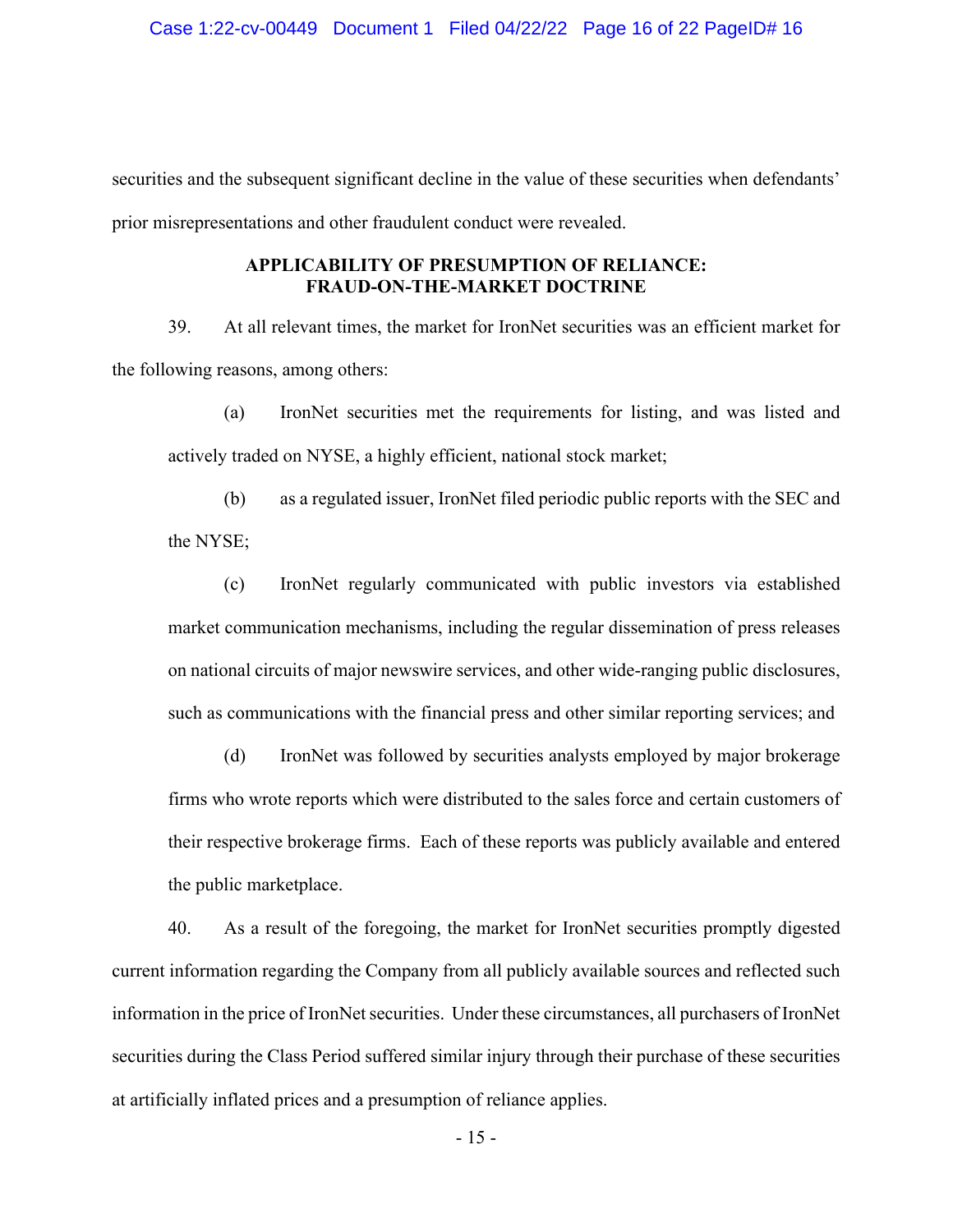securities and the subsequent significant decline in the value of these securities when defendants' prior misrepresentations and other fraudulent conduct were revealed.

## APPLICABILITY OF PRESUMPTION OF RELIANCE: FRAUD-ON-THE-MARKET DOCTRINE

39. At all relevant times, the market for IronNet securities was an efficient market for the following reasons, among others:

(a) IronNet securities met the requirements for listing, and was listed and actively traded on NYSE, a highly efficient, national stock market;

(b) as a regulated issuer, IronNet filed periodic public reports with the SEC and the NYSE;

(c) IronNet regularly communicated with public investors via established market communication mechanisms, including the regular dissemination of press releases on national circuits of major newswire services, and other wide-ranging public disclosures, such as communications with the financial press and other similar reporting services; and

(d) IronNet was followed by securities analysts employed by major brokerage firms who wrote reports which were distributed to the sales force and certain customers of their respective brokerage firms. Each of these reports was publicly available and entered the public marketplace.

40. As a result of the foregoing, the market for IronNet securities promptly digested current information regarding the Company from all publicly available sources and reflected such information in the price of IronNet securities. Under these circumstances, all purchasers of IronNet securities during the Class Period suffered similar injury through their purchase of these securities at artificially inflated prices and a presumption of reliance applies.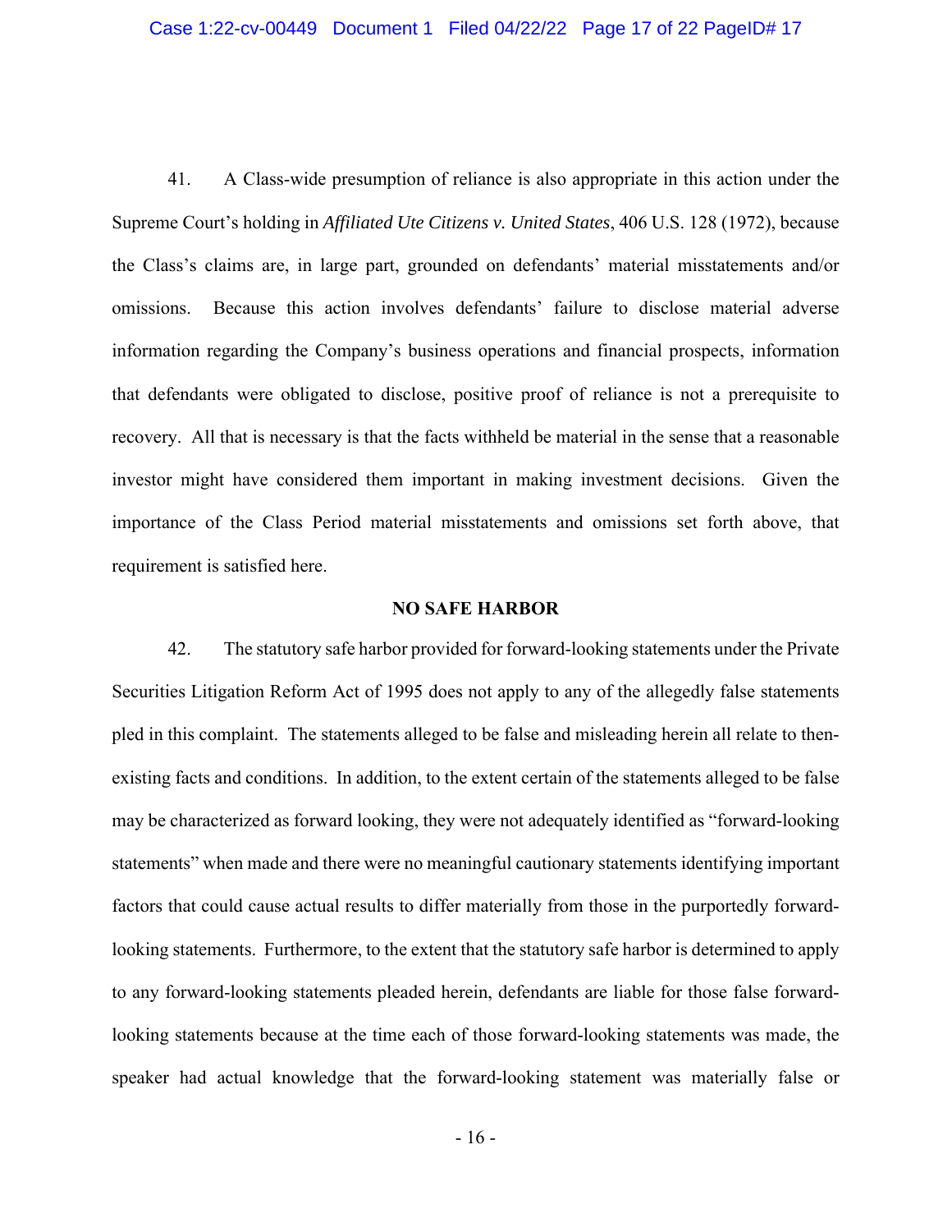41. A Class-wide presumption of reliance is also appropriate in this action under the Supreme Court's holding in *Affiliated Ute Citizens v. United States*, 406 U.S. 128 (1972), because the Class's claims are, in large part, grounded on defendants' material misstatements and/or omissions. Because this action involves defendants' failure to disclose material adverse information regarding the Company's business operations and financial prospects, information that defendants were obligated to disclose, positive proof of reliance is not a prerequisite to recovery. All that is necessary is that the facts withheld be material in the sense that a reasonable investor might have considered them important in making investment decisions. Given the importance of the Class Period material misstatements and omissions set forth above, that requirement is satisfied here.

**NO SAFE HARBOR**

42. The statutory safe harbor provided for forward-looking statements under the Private Securities Litigation Reform Act of 1995 does not apply to any of the allegedly false statements pled in this complaint. The statements alleged to be false and misleading herein all relate to then-existing facts and conditions. In addition, to the extent certain of the statements alleged to be false may be characterized as forward looking, they were not adequately identified as "forward-looking statements" when made and there were no meaningful cautionary statements identifying important factors that could cause actual results to differ materially from those in the purportedly forward-looking statements. Furthermore, to the extent that the statutory safe harbor is determined to apply to any forward-looking statements pleaded herein, defendants are liable for those false forward-looking statements because at the time each of those forward-looking statements was made, the speaker had actual knowledge that the forward-looking statement was materially false or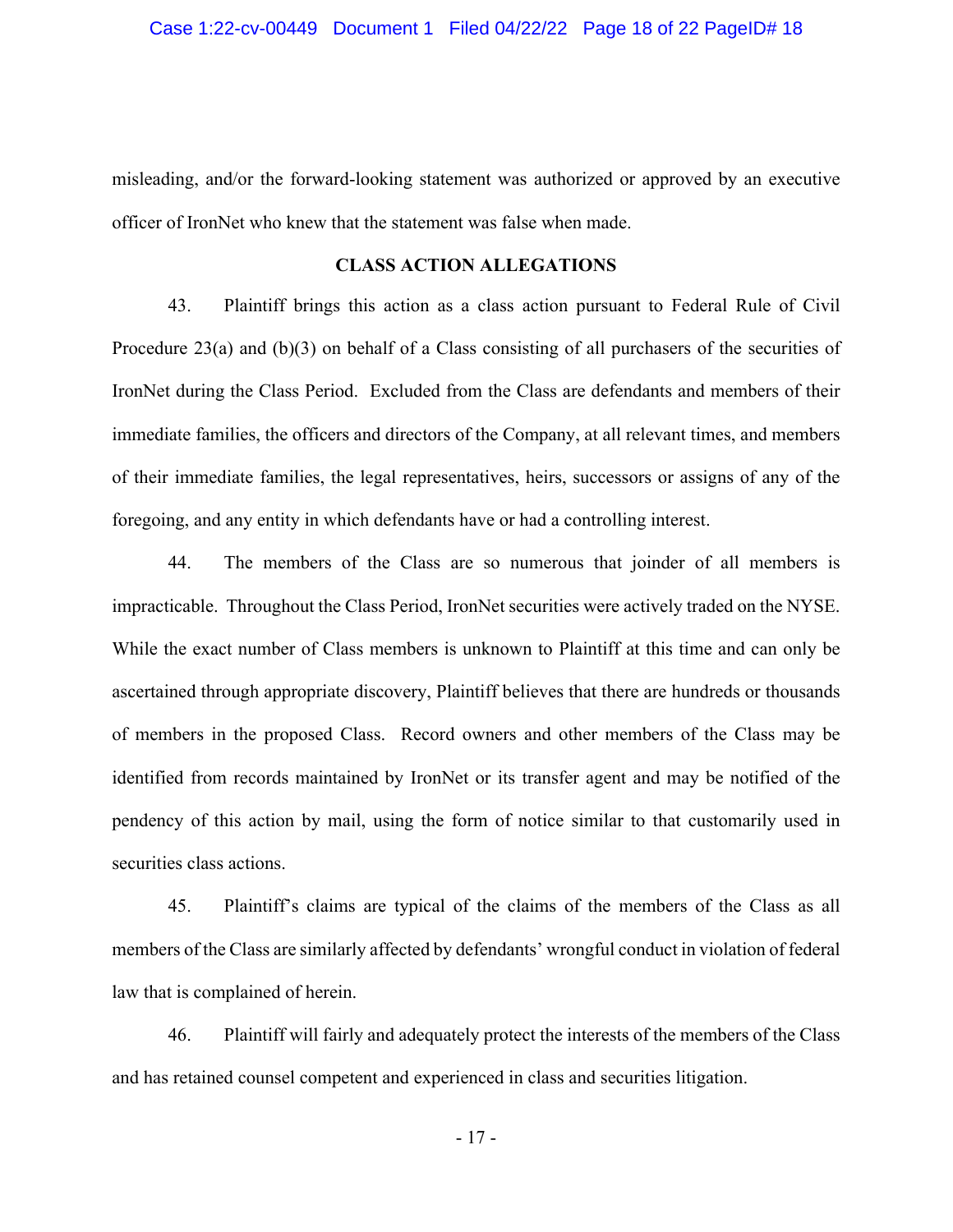misleading, and/or the forward-looking statement was authorized or approved by an executive officer of IronNet who knew that the statement was false when made.

## CLASS ACTION ALLEGATIONS

43. Plaintiff brings this action as a class action pursuant to Federal Rule of Civil Procedure 23(a) and (b)(3) on behalf of a Class consisting of all purchasers of the securities of IronNet during the Class Period. Excluded from the Class are defendants and members of their immediate families, the officers and directors of the Company, at all relevant times, and members of their immediate families, the legal representatives, heirs, successors or assigns of any of the foregoing, and any entity in which defendants have or had a controlling interest.

44. The members of the Class are so numerous that joinder of all members is impracticable. Throughout the Class Period, IronNet securities were actively traded on the NYSE. While the exact number of Class members is unknown to Plaintiff at this time and can only be ascertained through appropriate discovery, Plaintiff believes that there are hundreds or thousands of members in the proposed Class. Record owners and other members of the Class may be identified from records maintained by IronNet or its transfer agent and may be notified of the pendency of this action by mail, using the form of notice similar to that customarily used in securities class actions.

45. Plaintiff's claims are typical of the claims of the members of the Class as all members of the Class are similarly affected by defendants' wrongful conduct in violation of federal law that is complained of herein.

46. Plaintiff will fairly and adequately protect the interests of the members of the Class and has retained counsel competent and experienced in class and securities litigation.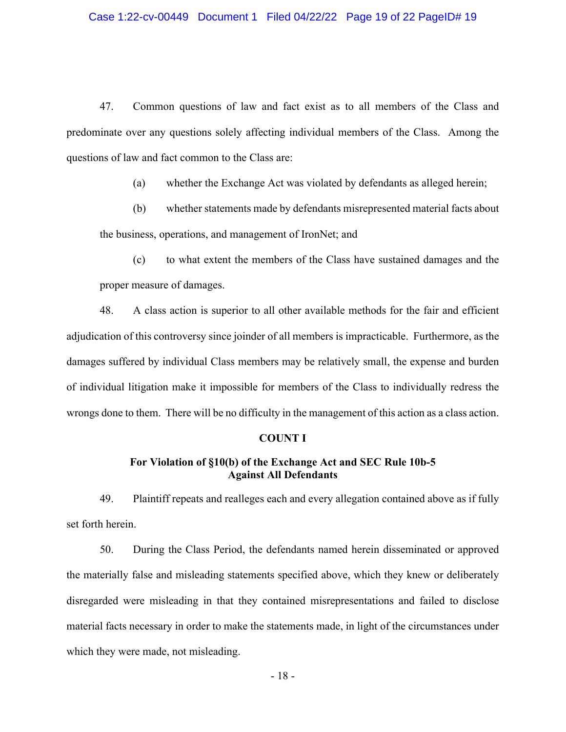47. Common questions of law and fact exist as to all members of the Class and predominate over any questions solely affecting individual members of the Class. Among the questions of law and fact common to the Class are:

(a) whether the Exchange Act was violated by defendants as alleged herein;

(b) whether statements made by defendants misrepresented material facts about the business, operations, and management of IronNet; and

(c) to what extent the members of the Class have sustained damages and the proper measure of damages.

48. A class action is superior to all other available methods for the fair and efficient adjudication of this controversy since joinder of all members is impracticable. Furthermore, as the damages suffered by individual Class members may be relatively small, the expense and burden of individual litigation make it impossible for members of the Class to individually redress the wrongs done to them. There will be no difficulty in the management of this action as a class action.

## COUNT I

### For Violation of §10(b) of the Exchange Act and SEC Rule 10b-5 Against All Defendants

49. Plaintiff repeats and realleges each and every allegation contained above as if fully set forth herein.

50. During the Class Period, the defendants named herein disseminated or approved the materially false and misleading statements specified above, which they knew or deliberately disregarded were misleading in that they contained misrepresentations and failed to disclose material facts necessary in order to make the statements made, in light of the circumstances under which they were made, not misleading.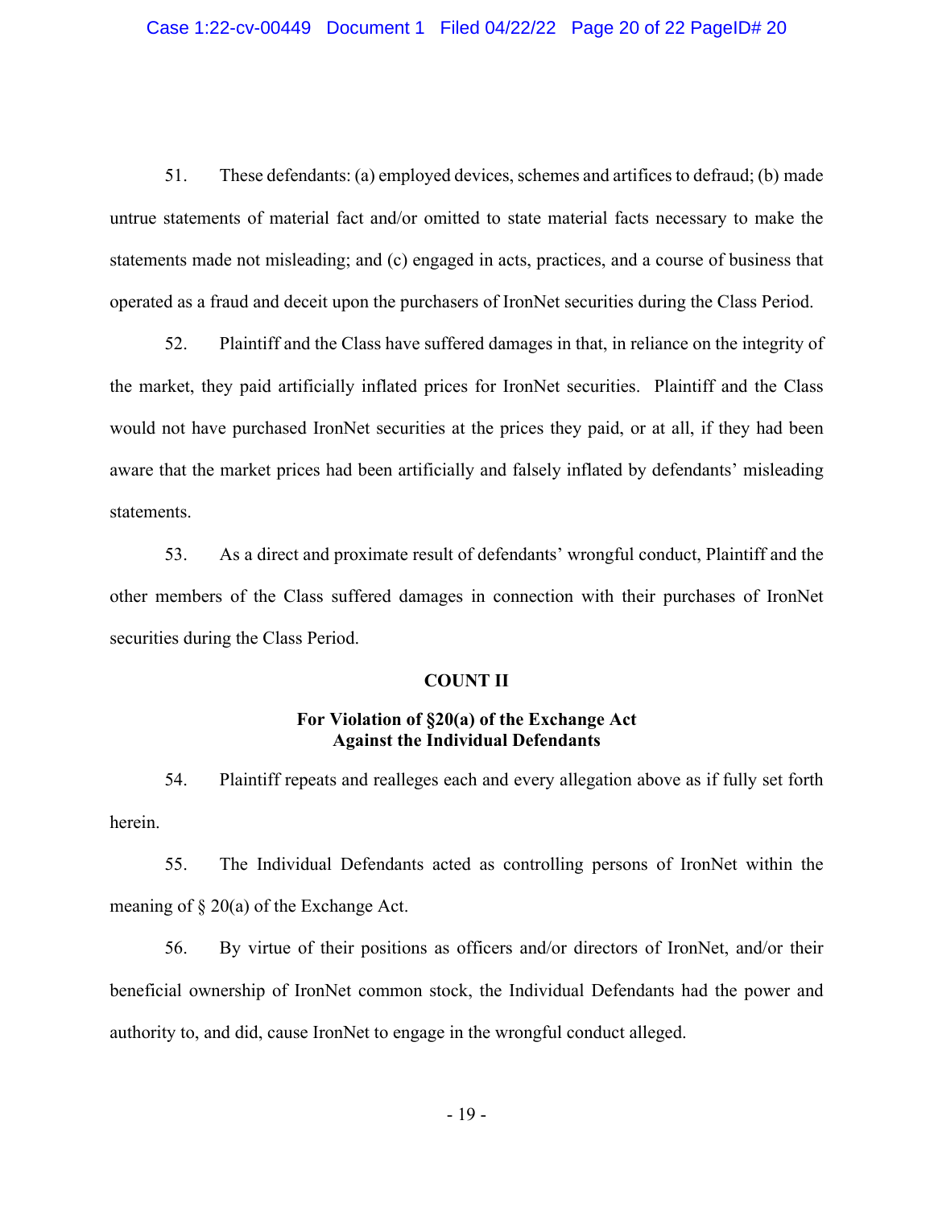51. These defendants: (a) employed devices, schemes and artifices to defraud; (b) made untrue statements of material fact and/or omitted to state material facts necessary to make the statements made not misleading; and (c) engaged in acts, practices, and a course of business that operated as a fraud and deceit upon the purchasers of IronNet securities during the Class Period.

52. Plaintiff and the Class have suffered damages in that, in reliance on the integrity of the market, they paid artificially inflated prices for IronNet securities. Plaintiff and the Class would not have purchased IronNet securities at the prices they paid, or at all, if they had been aware that the market prices had been artificially and falsely inflated by defendants' misleading statements.

53. As a direct and proximate result of defendants' wrongful conduct, Plaintiff and the other members of the Class suffered damages in connection with their purchases of IronNet securities during the Class Period.

**COUNT II**

**For Violation of §20(a) of the Exchange Act Against the Individual Defendants**

54. Plaintiff repeats and realleges each and every allegation above as if fully set forth herein.

55. The Individual Defendants acted as controlling persons of IronNet within the meaning of § 20(a) of the Exchange Act.

56. By virtue of their positions as officers and/or directors of IronNet, and/or their beneficial ownership of IronNet common stock, the Individual Defendants had the power and authority to, and did, cause IronNet to engage in the wrongful conduct alleged.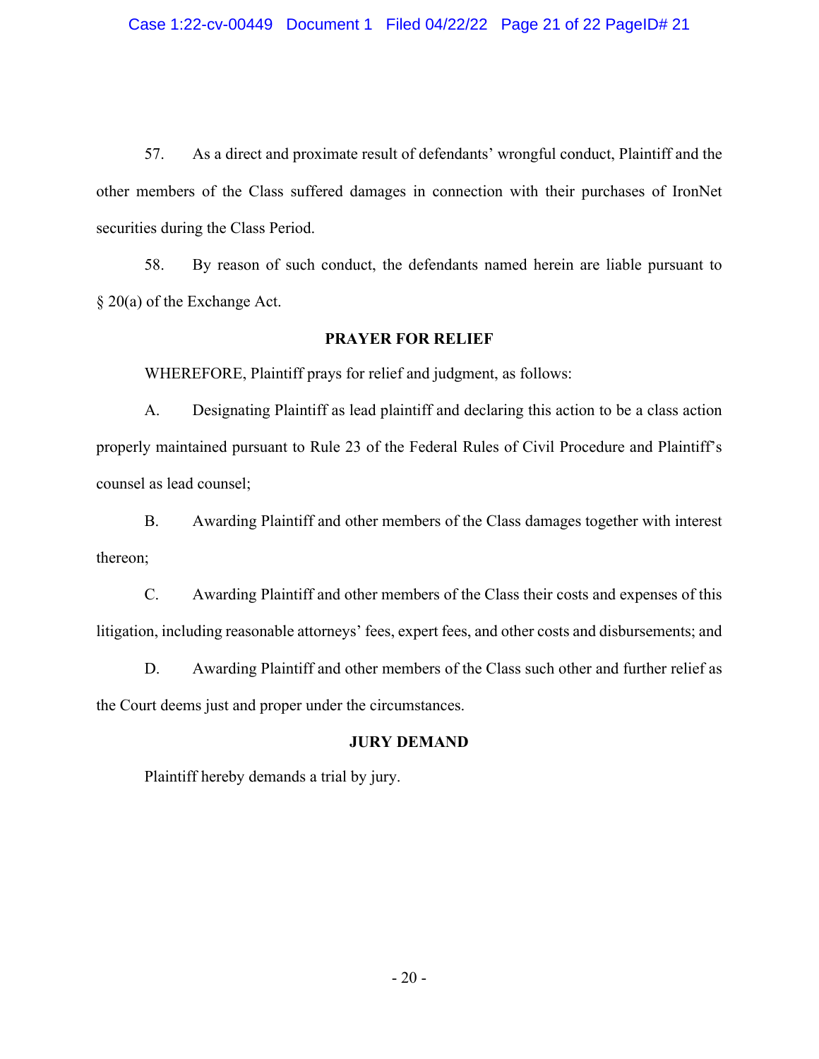57. As a direct and proximate result of defendants' wrongful conduct, Plaintiff and the other members of the Class suffered damages in connection with their purchases of IronNet securities during the Class Period.

58. By reason of such conduct, the defendants named herein are liable pursuant to § 20(a) of the Exchange Act.

## PRAYER FOR RELIEF

WHEREFORE, Plaintiff prays for relief and judgment, as follows:

A. Designating Plaintiff as lead plaintiff and declaring this action to be a class action properly maintained pursuant to Rule 23 of the Federal Rules of Civil Procedure and Plaintiff's counsel as lead counsel;

B. Awarding Plaintiff and other members of the Class damages together with interest thereon;

C. Awarding Plaintiff and other members of the Class their costs and expenses of this litigation, including reasonable attorneys' fees, expert fees, and other costs and disbursements; and

D. Awarding Plaintiff and other members of the Class such other and further relief as the Court deems just and proper under the circumstances.

## JURY DEMAND

Plaintiff hereby demands a trial by jury.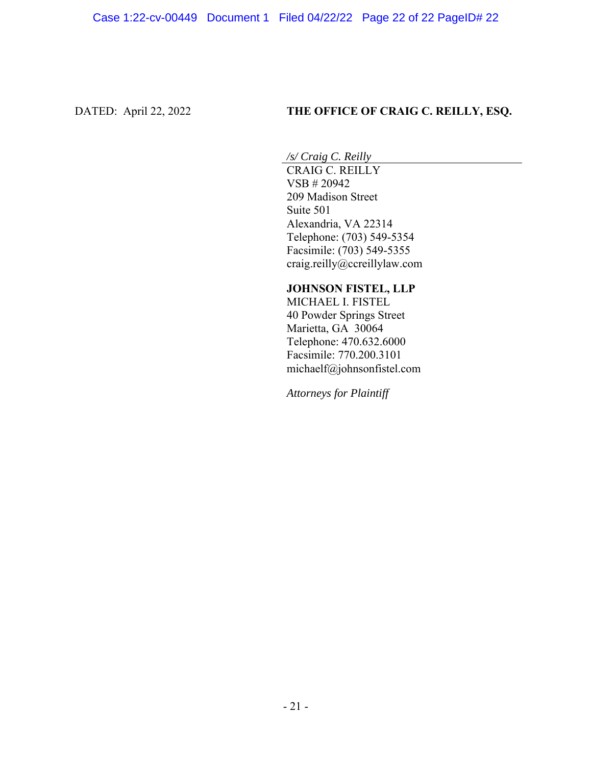DATED: April 22, 2022

**THE OFFICE OF CRAIG C. REILLY, ESQ.**

*/s/ Craig C. Reilly*
CRAIG C. REILLY
VSB # 20942
209 Madison Street
Suite 501
Alexandria, VA 22314
Telephone: (703) 549-5354
Facsimile: (703) 549-5355
craig.reilly@ccreillylaw.com

**JOHNSON FISTEL, LLP**
MICHAEL I. FISTEL
40 Powder Springs Street
Marietta, GA 30064
Telephone: 470.632.6000
Facsimile: 770.200.3101
michaelf@johnsonfistel.com

*Attorneys for Plaintiff*